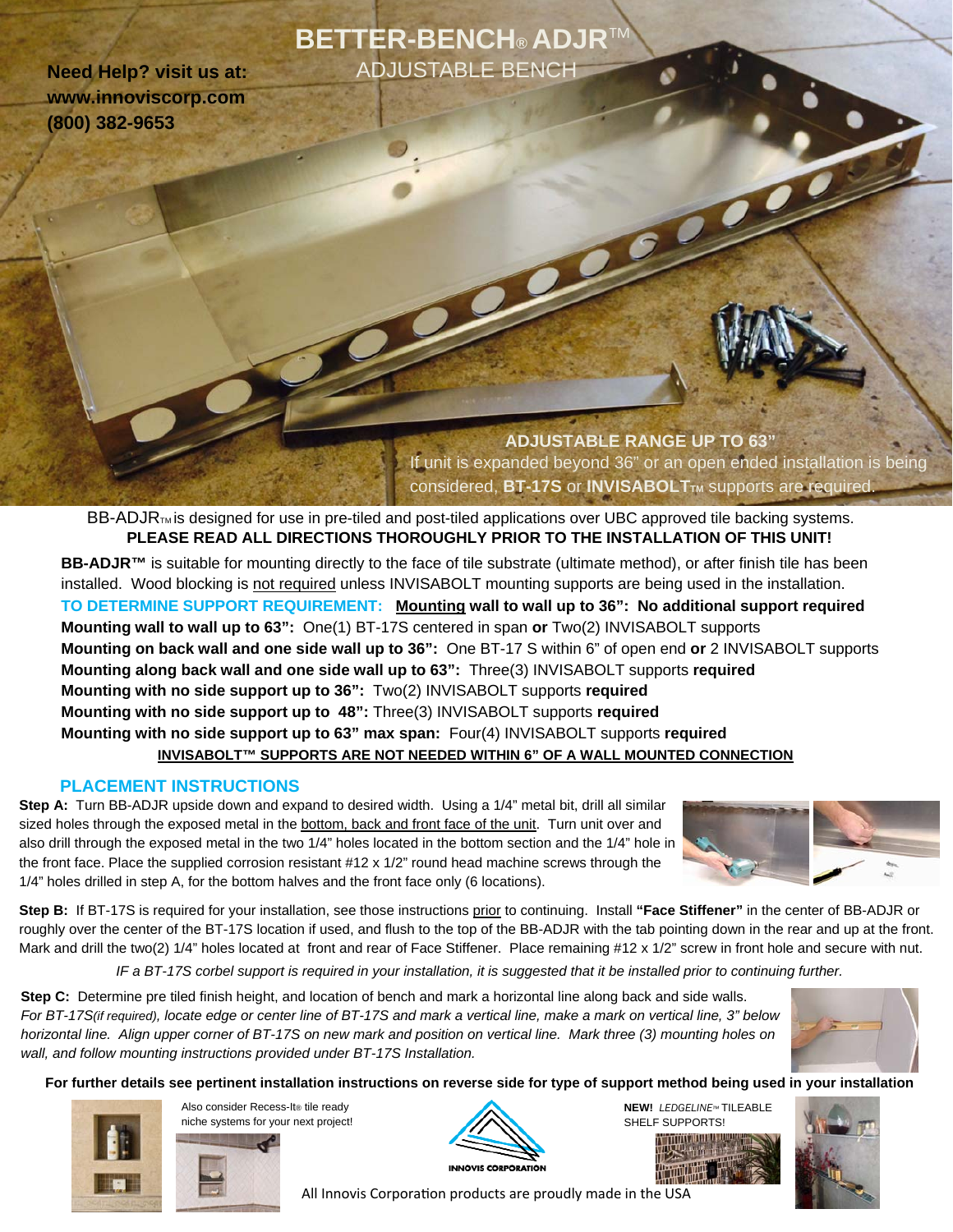# BETTER-BENCH® ADJR™

## ADJUSTABLE BENCH

**Need Help? visit us at:**
**www.innoviscorp.com**
**(800) 382-9653**

**ADJUSTABLE RANGE UP TO 63"**
If unit is expanded beyond 36" or an open ended installation is being considered, **BT-17S** or **INVISABOLT™** supports are required.

BB-ADJR™ is designed for use in pre-tiled and post-tiled applications over UBC approved tile backing systems.
**PLEASE READ ALL DIRECTIONS THOROUGHLY PRIOR TO THE INSTALLATION OF THIS UNIT!**

**BB-ADJR™** is suitable for mounting directly to the face of tile substrate (ultimate method), or after finish tile has been installed. Wood blocking is not required unless INVISABOLT mounting supports are being used in the installation.

**TO DETERMINE SUPPORT REQUIREMENT:** **Mounting wall to wall up to 36": No additional support required**
**Mounting wall to wall up to 63":** One(1) BT-17S centered in span **or** Two(2) INVISABOLT supports
**Mounting on back wall and one side wall up to 36":** One BT-17 S within 6" of open end **or** 2 INVISABOLT supports
**Mounting along back wall and one side wall up to 63":** Three(3) INVISABOLT supports **required**
**Mounting with no side support up to 36":** Two(2) INVISABOLT supports **required**
**Mounting with no side support up to 48":** Three(3) INVISABOLT supports **required**
**Mounting with no side support up to 63" max span:** Four(4) INVISABOLT supports **required**
**INVISABOLT™ SUPPORTS ARE NOT NEEDED WITHIN 6" OF A WALL MOUNTED CONNECTION**

## PLACEMENT INSTRUCTIONS

**Step A:** Turn BB-ADJR upside down and expand to desired width. Using a 1/4" metal bit, drill all similar sized holes through the exposed metal in the bottom, back and front face of the unit. Turn unit over and also drill through the exposed metal in the two 1/4" holes located in the bottom section and the 1/4" hole in the front face. Place the supplied corrosion resistant #12 x 1/2" round head machine screws through the 1/4" holes drilled in step A, for the bottom halves and the front face only (6 locations).

**Step B:** If BT-17S is required for your installation, see those instructions prior to continuing. Install **"Face Stiffener"** in the center of BB-ADJR or roughly over the center of the BT-17S location if used, and flush to the top of the BB-ADJR with the tab pointing down in the rear and up at the front. Mark and drill the two(2) 1/4" holes located at front and rear of Face Stiffener. Place remaining #12 x 1/2" screw in front hole and secure with nut.

*IF a BT-17S corbel support is required in your installation, it is suggested that it be installed prior to continuing further.*

**Step C:** Determine pre tiled finish height, and location of bench and mark a horizontal line along back and side walls. *For BT-17S(if required), locate edge or center line of BT-17S and mark a vertical line, make a mark on vertical line, 3" below horizontal line. Align upper corner of BT-17S on new mark and position on vertical line. Mark three (3) mounting holes on wall, and follow mounting instructions provided under BT-17S Installation.*

**For further details see pertinent installation instructions on reverse side for type of support method being used in your installation**

Also consider Recess-It® tile ready niche systems for your next project!

INNOVIS CORPORATION

**NEW!** *LEDGELINE™* TILEABLE SHELF SUPPORTS!

All Innovis Corporation products are proudly made in the USA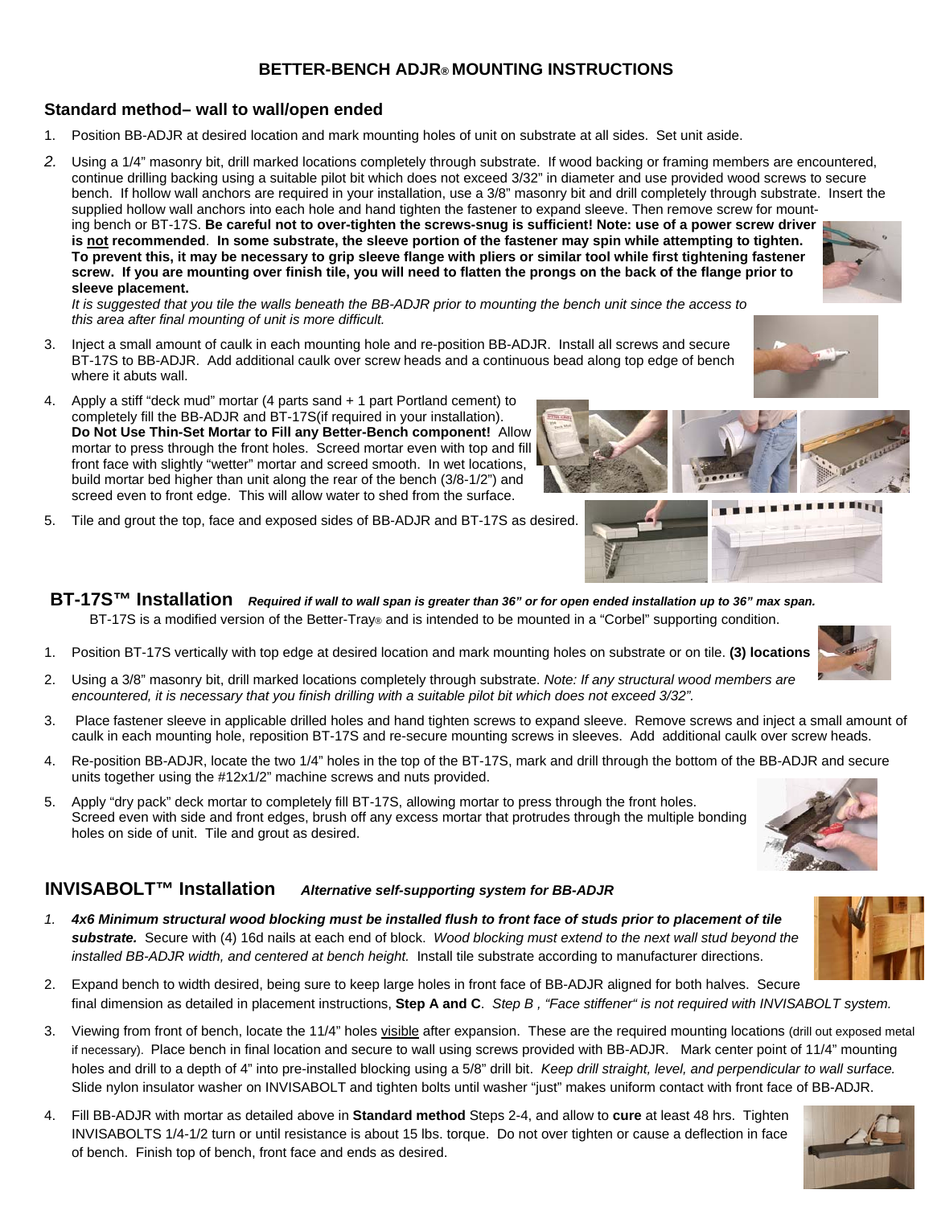# BETTER-BENCH ADJR® MOUNTING INSTRUCTIONS

## Standard method– wall to wall/open ended

1. Position BB-ADJR at desired location and mark mounting holes of unit on substrate at all sides. Set unit aside.
2. Using a 1/4" masonry bit, drill marked locations completely through substrate. If wood backing or framing members are encountered, continue drilling backing using a suitable pilot bit which does not exceed 3/32" in diameter and use provided wood screws to secure bench. If hollow wall anchors are required in your installation, use a 3/8" masonry bit and drill completely through substrate. Insert the supplied hollow wall anchors into each hole and hand tighten the fastener to expand sleeve. Then remove screw for mounting bench or BT-17S. **Be careful not to over-tighten the screws-snug is sufficient! Note: use of a power screw driver is <u>not</u> recommended**. **In some substrate, the sleeve portion of the fastener may spin while attempting to tighten. To prevent this, it may be necessary to grip sleeve flange with pliers or similar tool while first tightening fastener screw. If you are mounting over finish tile, you will need to flatten the prongs on the back of the flange prior to sleeve placement.**

   *It is suggested that you tile the walls beneath the BB-ADJR prior to mounting the bench unit since the access to this area after final mounting of unit is more difficult.*
3. Inject a small amount of caulk in each mounting hole and re-position BB-ADJR. Install all screws and secure BT-17S to BB-ADJR. Add additional caulk over screw heads and a continuous bead along top edge of bench where it abuts wall.
4. Apply a stiff "deck mud" mortar (4 parts sand + 1 part Portland cement) to completely fill the BB-ADJR and BT-17S(if required in your installation). **Do Not Use Thin-Set Mortar to Fill any Better-Bench component!** Allow mortar to press through the front holes. Screed mortar even with top and fill front face with slightly "wetter" mortar and screed smooth. In wet locations, build mortar bed higher than unit along the rear of the bench (3/8-1/2") and screed even to front edge. This will allow water to shed from the surface.
5. Tile and grout the top, face and exposed sides of BB-ADJR and BT-17S as desired.

## BT-17S™ Installation *Required if wall to wall span is greater than 36" or for open ended installation up to 36" max span.*

BT-17S is a modified version of the Better-Tray® and is intended to be mounted in a "Corbel" supporting condition.

1. Position BT-17S vertically with top edge at desired location and mark mounting holes on substrate or on tile. **(3) locations**
2. Using a 3/8" masonry bit, drill marked locations completely through substrate. *Note: If any structural wood members are encountered, it is necessary that you finish drilling with a suitable pilot bit which does not exceed 3/32".*
3. Place fastener sleeve in applicable drilled holes and hand tighten screws to expand sleeve. Remove screws and inject a small amount of caulk in each mounting hole, reposition BT-17S and re-secure mounting screws in sleeves. Add additional caulk over screw heads.
4. Re-position BB-ADJR, locate the two 1/4" holes in the top of the BT-17S, mark and drill through the bottom of the BB-ADJR and secure units together using the #12x1/2" machine screws and nuts provided.
5. Apply "dry pack" deck mortar to completely fill BT-17S, allowing mortar to press through the front holes. Screed even with side and front edges, brush off any excess mortar that protrudes through the multiple bonding holes on side of unit. Tile and grout as desired.

## INVISABOLT™ Installation *Alternative self-supporting system for BB-ADJR*

1. ***4x6 Minimum structural wood blocking must be installed flush to front face of studs prior to placement of tile substrate.*** Secure with (4) 16d nails at each end of block. *Wood blocking must extend to the next wall stud beyond the installed BB-ADJR width, and centered at bench height.* Install tile substrate according to manufacturer directions.
2. Expand bench to width desired, being sure to keep large holes in front face of BB-ADJR aligned for both halves. Secure final dimension as detailed in placement instructions, **Step A and C**. *Step B , "Face stiffener" is not required with INVISABOLT system.*
3. Viewing from front of bench, locate the 11/4" holes <u>visible</u> after expansion. These are the required mounting locations (drill out exposed metal if necessary). Place bench in final location and secure to wall using screws provided with BB-ADJR. Mark center point of 11/4" mounting holes and drill to a depth of 4" into pre-installed blocking using a 5/8" drill bit. *Keep drill straight, level, and perpendicular to wall surface.* Slide nylon insulator washer on INVISABOLT and tighten bolts until washer "just" makes uniform contact with front face of BB-ADJR.
4. Fill BB-ADJR with mortar as detailed above in **Standard method** Steps 2-4, and allow to **cure** at least 48 hrs. Tighten INVISABOLTS 1/4-1/2 turn or until resistance is about 15 lbs. torque. Do not over tighten or cause a deflection in face of bench. Finish top of bench, front face and ends as desired.